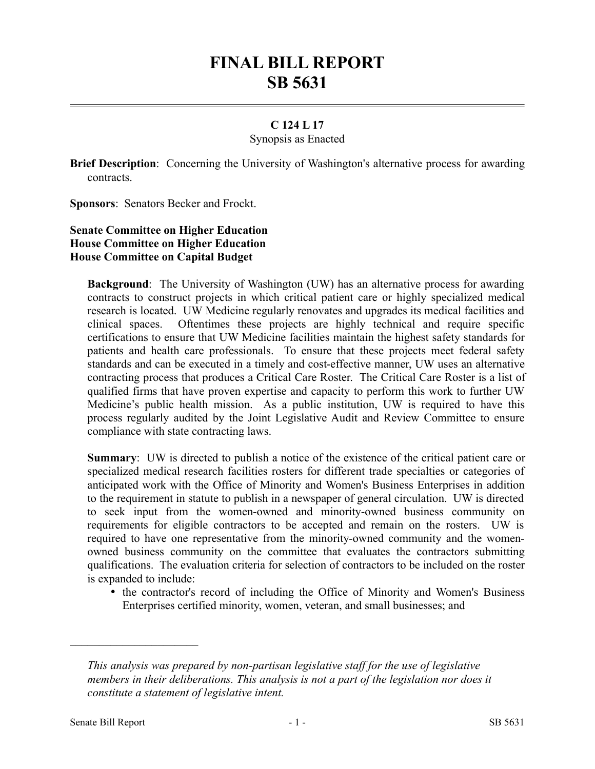# FINAL BILL REPORT
# SB 5631

**C 124 L 17**

Synopsis as Enacted

**Brief Description**: Concerning the University of Washington's alternative process for awarding contracts.

**Sponsors**: Senators Becker and Frockt.

**Senate Committee on Higher Education**
**House Committee on Higher Education**
**House Committee on Capital Budget**

**Background**: The University of Washington (UW) has an alternative process for awarding contracts to construct projects in which critical patient care or highly specialized medical research is located. UW Medicine regularly renovates and upgrades its medical facilities and clinical spaces. Oftentimes these projects are highly technical and require specific certifications to ensure that UW Medicine facilities maintain the highest safety standards for patients and health care professionals. To ensure that these projects meet federal safety standards and can be executed in a timely and cost-effective manner, UW uses an alternative contracting process that produces a Critical Care Roster. The Critical Care Roster is a list of qualified firms that have proven expertise and capacity to perform this work to further UW Medicine's public health mission. As a public institution, UW is required to have this process regularly audited by the Joint Legislative Audit and Review Committee to ensure compliance with state contracting laws.

**Summary**: UW is directed to publish a notice of the existence of the critical patient care or specialized medical research facilities rosters for different trade specialties or categories of anticipated work with the Office of Minority and Women's Business Enterprises in addition to the requirement in statute to publish in a newspaper of general circulation. UW is directed to seek input from the women-owned and minority-owned business community on requirements for eligible contractors to be accepted and remain on the rosters. UW is required to have one representative from the minority-owned community and the women-owned business community on the committee that evaluates the contractors submitting qualifications. The evaluation criteria for selection of contractors to be included on the roster is expanded to include:

- the contractor's record of including the Office of Minority and Women's Business Enterprises certified minority, women, veteran, and small businesses; and

*This analysis was prepared by non-partisan legislative staff for the use of legislative members in their deliberations. This analysis is not a part of the legislation nor does it constitute a statement of legislative intent.*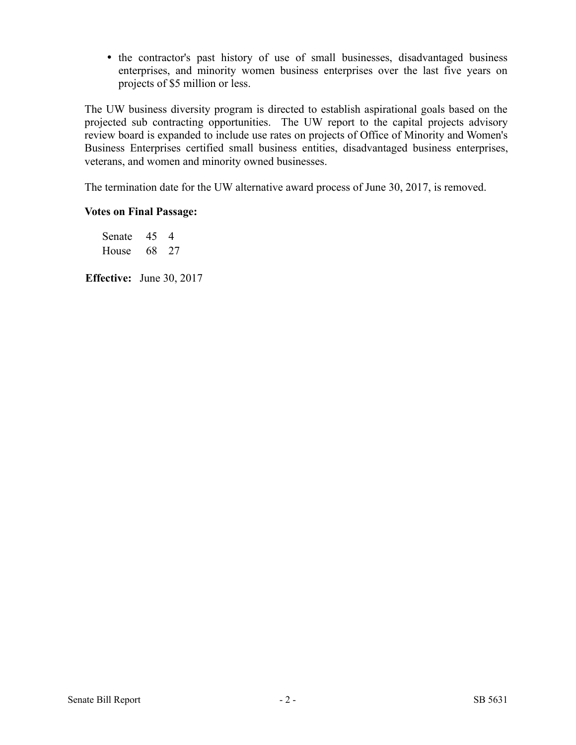- the contractor's past history of use of small businesses, disadvantaged business enterprises, and minority women business enterprises over the last five years on projects of $5 million or less.

The UW business diversity program is directed to establish aspirational goals based on the projected sub contracting opportunities. The UW report to the capital projects advisory review board is expanded to include use rates on projects of Office of Minority and Women's Business Enterprises certified small business entities, disadvantaged business enterprises, veterans, and women and minority owned businesses.

The termination date for the UW alternative award process of June 30, 2017, is removed.

**Votes on Final Passage:**

| | | |
|---|---|---|
| Senate | 45 | 4 |
| House | 68 | 27 |

**Effective:** June 30, 2017